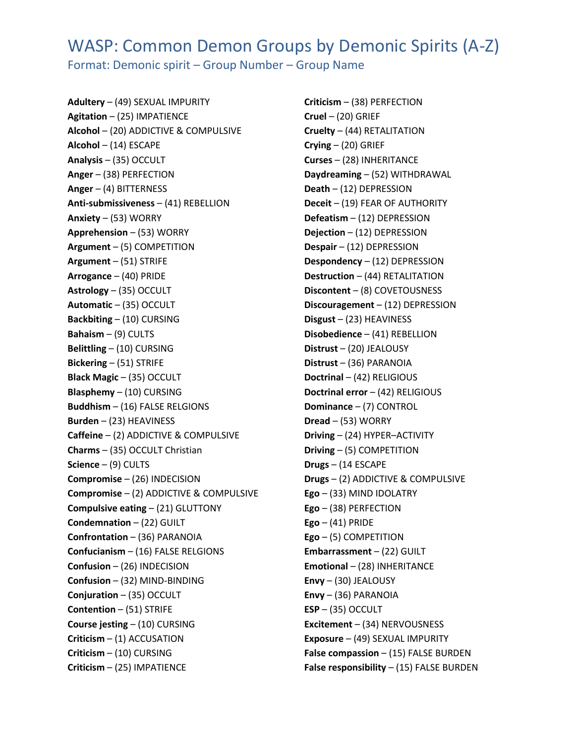# WASP: Common Demon Groups by Demonic Spirits (A-Z)

## Format: Demonic spirit – Group Number – Group Name

**Adultery** – (49) SEXUAL IMPURITY
**Agitation** – (25) IMPATIENCE
**Alcohol** – (20) ADDICTIVE & COMPULSIVE
**Alcohol** – (14) ESCAPE
**Analysis** – (35) OCCULT
**Anger** – (38) PERFECTION
**Anger** – (4) BITTERNESS
**Anti-submissiveness** – (41) REBELLION
**Anxiety** – (53) WORRY
**Apprehension** – (53) WORRY
**Argument** – (5) COMPETITION
**Argument** – (51) STRIFE
**Arrogance** – (40) PRIDE
**Astrology** – (35) OCCULT
**Automatic** – (35) OCCULT
**Backbiting** – (10) CURSING
**Bahaism** – (9) CULTS
**Belittling** – (10) CURSING
**Bickering** – (51) STRIFE
**Black Magic** – (35) OCCULT
**Blasphemy** – (10) CURSING
**Buddhism** – (16) FALSE RELGIONS
**Burden** – (23) HEAVINESS
**Caffeine** – (2) ADDICTIVE & COMPULSIVE
**Charms** – (35) OCCULT Christian
**Science** – (9) CULTS
**Compromise** – (26) INDECISION
**Compromise** – (2) ADDICTIVE & COMPULSIVE
**Compulsive eating** – (21) GLUTTONY
**Condemnation** – (22) GUILT
**Confrontation** – (36) PARANOIA
**Confucianism** – (16) FALSE RELGIONS
**Confusion** – (26) INDECISION
**Confusion** – (32) MIND-BINDING
**Conjuration** – (35) OCCULT
**Contention** – (51) STRIFE
**Course jesting** – (10) CURSING
**Criticism** – (1) ACCUSATION
**Criticism** – (10) CURSING
**Criticism** – (25) IMPATIENCE
**Criticism** – (38) PERFECTION
**Cruel** – (20) GRIEF
**Cruelty** – (44) RETALITATION
**Crying** – (20) GRIEF
**Curses** – (28) INHERITANCE
**Daydreaming** – (52) WITHDRAWAL
**Death** – (12) DEPRESSION
**Deceit** – (19) FEAR OF AUTHORITY
**Defeatism** – (12) DEPRESSION
**Dejection** – (12) DEPRESSION
**Despair** – (12) DEPRESSION
**Despondency** – (12) DEPRESSION
**Destruction** – (44) RETALITATION
**Discontent** – (8) COVETOUSNESS
**Discouragement** – (12) DEPRESSION
**Disgust** – (23) HEAVINESS
**Disobedience** – (41) REBELLION
**Distrust** – (20) JEALOUSY
**Distrust** – (36) PARANOIA
**Doctrinal** – (42) RELIGIOUS
**Doctrinal error** – (42) RELIGIOUS
**Dominance** – (7) CONTROL
**Dread** – (53) WORRY
**Driving** – (24) HYPER–ACTIVITY
**Driving** – (5) COMPETITION
**Drugs** – (14 ESCAPE
**Drugs** – (2) ADDICTIVE & COMPULSIVE
**Ego** – (33) MIND IDOLATRY
**Ego** – (38) PERFECTION
**Ego** – (41) PRIDE
**Ego** – (5) COMPETITION
**Embarrassment** – (22) GUILT
**Emotional** – (28) INHERITANCE
**Envy** – (30) JEALOUSY
**Envy** – (36) PARANOIA
**ESP** – (35) OCCULT
**Excitement** – (34) NERVOUSNESS
**Exposure** – (49) SEXUAL IMPURITY
**False compassion** – (15) FALSE BURDEN
**False responsibility** – (15) FALSE BURDEN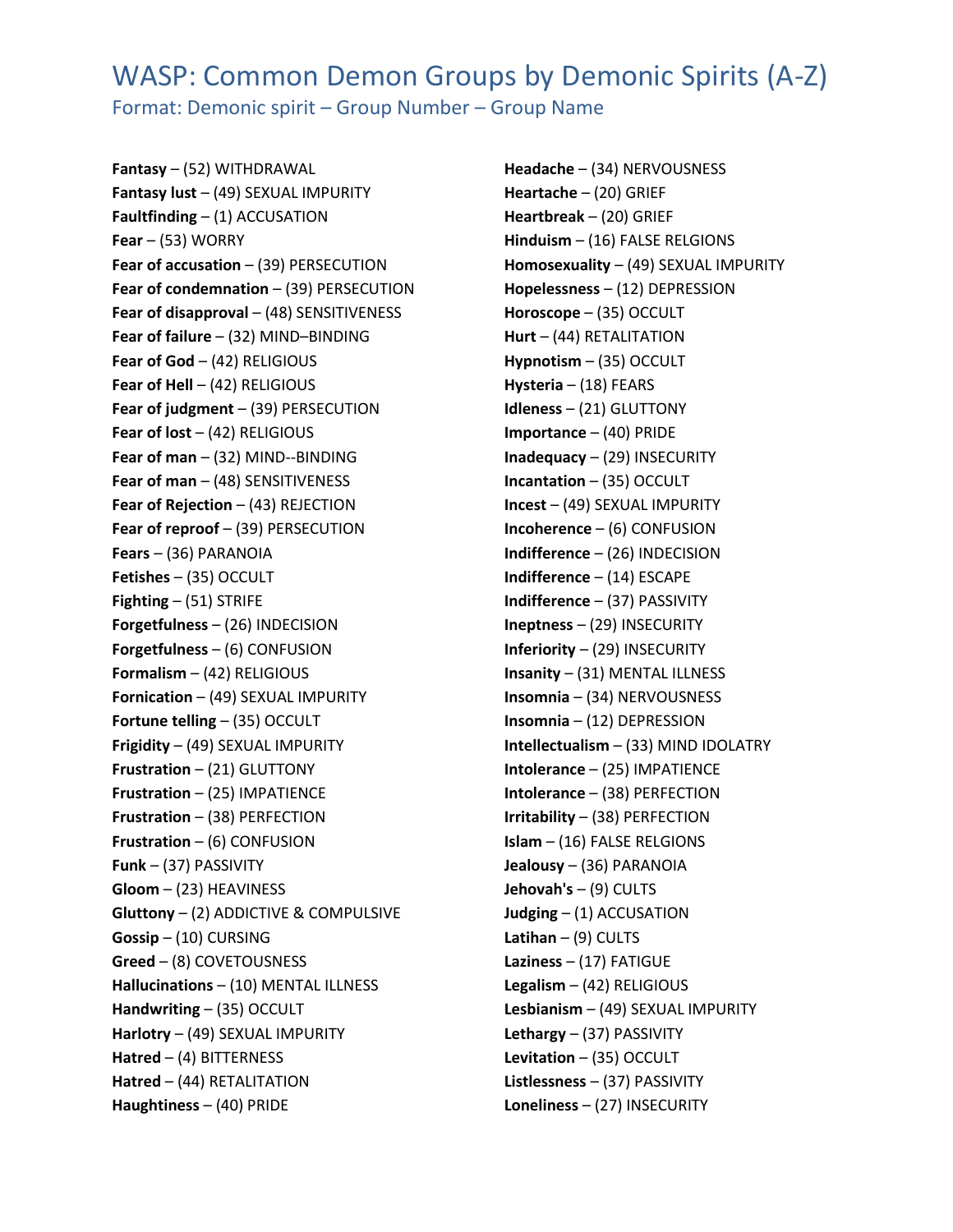# WASP: Common Demon Groups by Demonic Spirits (A-Z)

Format: Demonic spirit – Group Number – Group Name

**Fantasy** – (52) WITHDRAWAL
**Fantasy lust** – (49) SEXUAL IMPURITY
**Faultfinding** – (1) ACCUSATION
**Fear** – (53) WORRY
**Fear of accusation** – (39) PERSECUTION
**Fear of condemnation** – (39) PERSECUTION
**Fear of disapproval** – (48) SENSITIVENESS
**Fear of failure** – (32) MIND–BINDING
**Fear of God** – (42) RELIGIOUS
**Fear of Hell** – (42) RELIGIOUS
**Fear of judgment** – (39) PERSECUTION
**Fear of lost** – (42) RELIGIOUS
**Fear of man** – (32) MIND--BINDING
**Fear of man** – (48) SENSITIVENESS
**Fear of Rejection** – (43) REJECTION
**Fear of reproof** – (39) PERSECUTION
**Fears** – (36) PARANOIA
**Fetishes** – (35) OCCULT
**Fighting** – (51) STRIFE
**Forgetfulness** – (26) INDECISION
**Forgetfulness** – (6) CONFUSION
**Formalism** – (42) RELIGIOUS
**Fornication** – (49) SEXUAL IMPURITY
**Fortune telling** – (35) OCCULT
**Frigidity** – (49) SEXUAL IMPURITY
**Frustration** – (21) GLUTTONY
**Frustration** – (25) IMPATIENCE
**Frustration** – (38) PERFECTION
**Frustration** – (6) CONFUSION
**Funk** – (37) PASSIVITY
**Gloom** – (23) HEAVINESS
**Gluttony** – (2) ADDICTIVE & COMPULSIVE
**Gossip** – (10) CURSING
**Greed** – (8) COVETOUSNESS
**Hallucinations** – (10) MENTAL ILLNESS
**Handwriting** – (35) OCCULT
**Harlotry** – (49) SEXUAL IMPURITY
**Hatred** – (4) BITTERNESS
**Hatred** – (44) RETALITATION
**Haughtiness** – (40) PRIDE
**Headache** – (34) NERVOUSNESS
**Heartache** – (20) GRIEF
**Heartbreak** – (20) GRIEF
**Hinduism** – (16) FALSE RELGIONS
**Homosexuality** – (49) SEXUAL IMPURITY
**Hopelessness** – (12) DEPRESSION
**Horoscope** – (35) OCCULT
**Hurt** – (44) RETALITATION
**Hypnotism** – (35) OCCULT
**Hysteria** – (18) FEARS
**Idleness** – (21) GLUTTONY
**Importance** – (40) PRIDE
**Inadequacy** – (29) INSECURITY
**Incantation** – (35) OCCULT
**Incest** – (49) SEXUAL IMPURITY
**Incoherence** – (6) CONFUSION
**Indifference** – (26) INDECISION
**Indifference** – (14) ESCAPE
**Indifference** – (37) PASSIVITY
**Ineptness** – (29) INSECURITY
**Inferiority** – (29) INSECURITY
**Insanity** – (31) MENTAL ILLNESS
**Insomnia** – (34) NERVOUSNESS
**Insomnia** – (12) DEPRESSION
**Intellectualism** – (33) MIND IDOLATRY
**Intolerance** – (25) IMPATIENCE
**Intolerance** – (38) PERFECTION
**Irritability** – (38) PERFECTION
**Islam** – (16) FALSE RELGIONS
**Jealousy** – (36) PARANOIA
**Jehovah's** – (9) CULTS
**Judging** – (1) ACCUSATION
**Latihan** – (9) CULTS
**Laziness** – (17) FATIGUE
**Legalism** – (42) RELIGIOUS
**Lesbianism** – (49) SEXUAL IMPURITY
**Lethargy** – (37) PASSIVITY
**Levitation** – (35) OCCULT
**Listlessness** – (37) PASSIVITY
**Loneliness** – (27) INSECURITY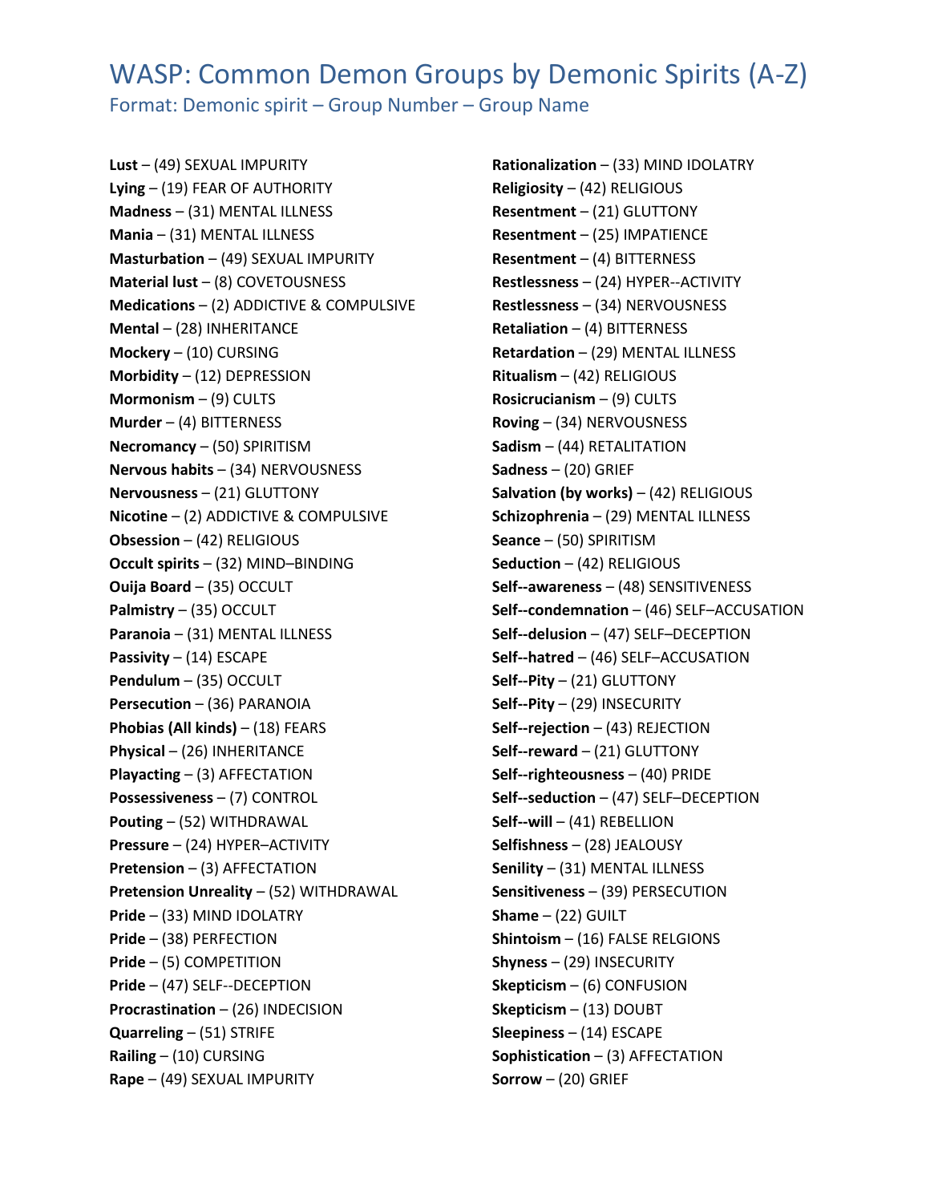# WASP: Common Demon Groups by Demonic Spirits (A-Z)

Format: Demonic spirit – Group Number – Group Name

**Lust** – (49) SEXUAL IMPURITY
**Lying** – (19) FEAR OF AUTHORITY
**Madness** – (31) MENTAL ILLNESS
**Mania** – (31) MENTAL ILLNESS
**Masturbation** – (49) SEXUAL IMPURITY
**Material lust** – (8) COVETOUSNESS
**Medications** – (2) ADDICTIVE & COMPULSIVE
**Mental** – (28) INHERITANCE
**Mockery** – (10) CURSING
**Morbidity** – (12) DEPRESSION
**Mormonism** – (9) CULTS
**Murder** – (4) BITTERNESS
**Necromancy** – (50) SPIRITISM
**Nervous habits** – (34) NERVOUSNESS
**Nervousness** – (21) GLUTTONY
**Nicotine** – (2) ADDICTIVE & COMPULSIVE
**Obsession** – (42) RELIGIOUS
**Occult spirits** – (32) MIND–BINDING
**Ouija Board** – (35) OCCULT
**Palmistry** – (35) OCCULT
**Paranoia** – (31) MENTAL ILLNESS
**Passivity** – (14) ESCAPE
**Pendulum** – (35) OCCULT
**Persecution** – (36) PARANOIA
**Phobias (All kinds)** – (18) FEARS
**Physical** – (26) INHERITANCE
**Playacting** – (3) AFFECTATION
**Possessiveness** – (7) CONTROL
**Pouting** – (52) WITHDRAWAL
**Pressure** – (24) HYPER–ACTIVITY
**Pretension** – (3) AFFECTATION
**Pretension Unreality** – (52) WITHDRAWAL
**Pride** – (33) MIND IDOLATRY
**Pride** – (38) PERFECTION
**Pride** – (5) COMPETITION
**Pride** – (47) SELF--DECEPTION
**Procrastination** – (26) INDECISION
**Quarreling** – (51) STRIFE
**Railing** – (10) CURSING
**Rape** – (49) SEXUAL IMPURITY
**Rationalization** – (33) MIND IDOLATRY
**Religiosity** – (42) RELIGIOUS
**Resentment** – (21) GLUTTONY
**Resentment** – (25) IMPATIENCE
**Resentment** – (4) BITTERNESS
**Restlessness** – (24) HYPER--ACTIVITY
**Restlessness** – (34) NERVOUSNESS
**Retaliation** – (4) BITTERNESS
**Retardation** – (29) MENTAL ILLNESS
**Ritualism** – (42) RELIGIOUS
**Rosicrucianism** – (9) CULTS
**Roving** – (34) NERVOUSNESS
**Sadism** – (44) RETALITATION
**Sadness** – (20) GRIEF
**Salvation (by works)** – (42) RELIGIOUS
**Schizophrenia** – (29) MENTAL ILLNESS
**Seance** – (50) SPIRITISM
**Seduction** – (42) RELIGIOUS
**Self--awareness** – (48) SENSITIVENESS
**Self--condemnation** – (46) SELF–ACCUSATION
**Self--delusion** – (47) SELF–DECEPTION
**Self--hatred** – (46) SELF–ACCUSATION
**Self--Pity** – (21) GLUTTONY
**Self--Pity** – (29) INSECURITY
**Self--rejection** – (43) REJECTION
**Self--reward** – (21) GLUTTONY
**Self--righteousness** – (40) PRIDE
**Self--seduction** – (47) SELF–DECEPTION
**Self--will** – (41) REBELLION
**Selfishness** – (28) JEALOUSY
**Senility** – (31) MENTAL ILLNESS
**Sensitiveness** – (39) PERSECUTION
**Shame** – (22) GUILT
**Shintoism** – (16) FALSE RELGIONS
**Shyness** – (29) INSECURITY
**Skepticism** – (6) CONFUSION
**Skepticism** – (13) DOUBT
**Sleepiness** – (14) ESCAPE
**Sophistication** – (3) AFFECTATION
**Sorrow** – (20) GRIEF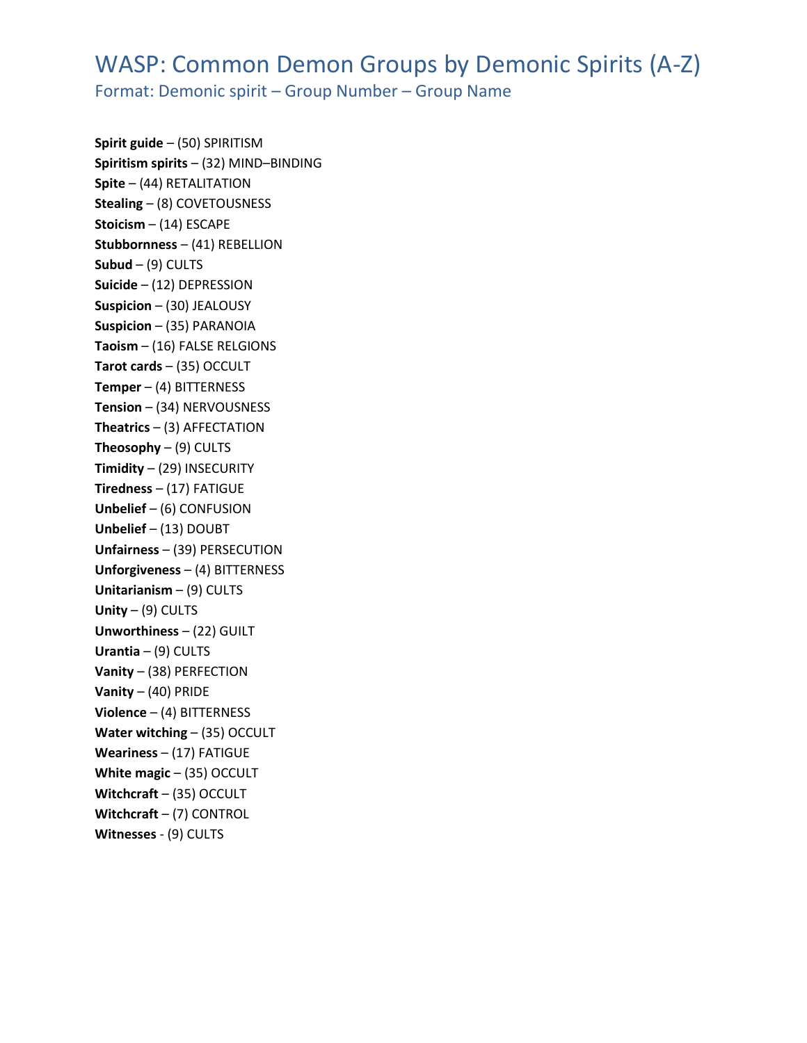# WASP: Common Demon Groups by Demonic Spirits (A-Z)

## Format: Demonic spirit – Group Number – Group Name

**Spirit guide** – (50) SPIRITISM
**Spiritism spirits** – (32) MIND–BINDING
**Spite** – (44) RETALITATION
**Stealing** – (8) COVETOUSNESS
**Stoicism** – (14) ESCAPE
**Stubbornness** – (41) REBELLION
**Subud** – (9) CULTS
**Suicide** – (12) DEPRESSION
**Suspicion** – (30) JEALOUSY
**Suspicion** – (35) PARANOIA
**Taoism** – (16) FALSE RELGIONS
**Tarot cards** – (35) OCCULT
**Temper** – (4) BITTERNESS
**Tension** – (34) NERVOUSNESS
**Theatrics** – (3) AFFECTATION
**Theosophy** – (9) CULTS
**Timidity** – (29) INSECURITY
**Tiredness** – (17) FATIGUE
**Unbelief** – (6) CONFUSION
**Unbelief** – (13) DOUBT
**Unfairness** – (39) PERSECUTION
**Unforgiveness** – (4) BITTERNESS
**Unitarianism** – (9) CULTS
**Unity** – (9) CULTS
**Unworthiness** – (22) GUILT
**Urantia** – (9) CULTS
**Vanity** – (38) PERFECTION
**Vanity** – (40) PRIDE
**Violence** – (4) BITTERNESS
**Water witching** – (35) OCCULT
**Weariness** – (17) FATIGUE
**White magic** – (35) OCCULT
**Witchcraft** – (35) OCCULT
**Witchcraft** – (7) CONTROL
**Witnesses** - (9) CULTS